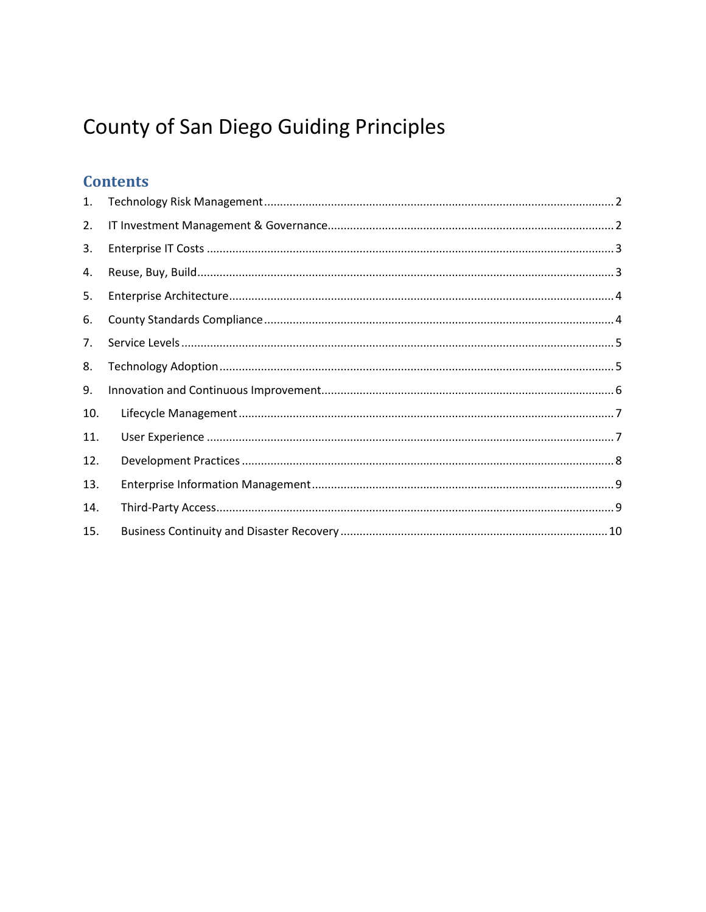# County of San Diego Guiding Principles

## Contents

1. Technology Risk Management ........ 2
2. IT Investment Management & Governance ........ 2
3. Enterprise IT Costs ........ 3
4. Reuse, Buy, Build ........ 3
5. Enterprise Architecture ........ 4
6. County Standards Compliance ........ 4
7. Service Levels ........ 5
8. Technology Adoption ........ 5
9. Innovation and Continuous Improvement ........ 6
10. Lifecycle Management ........ 7
11. User Experience ........ 7
12. Development Practices ........ 8
13. Enterprise Information Management ........ 9
14. Third-Party Access ........ 9
15. Business Continuity and Disaster Recovery ........ 10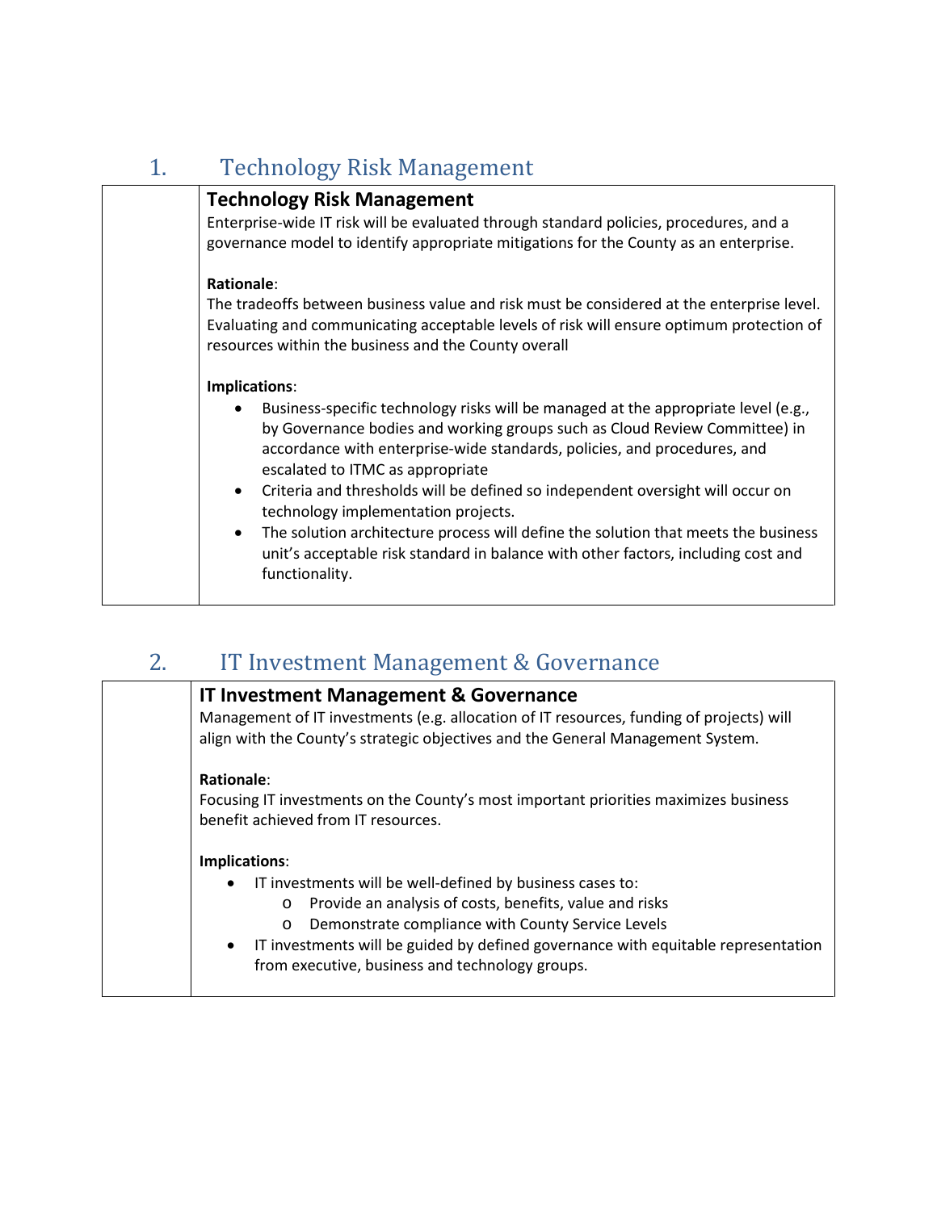## 1. Technology Risk Management

### Technology Risk Management

Enterprise-wide IT risk will be evaluated through standard policies, procedures, and a governance model to identify appropriate mitigations for the County as an enterprise.

**Rationale**:

The tradeoffs between business value and risk must be considered at the enterprise level. Evaluating and communicating acceptable levels of risk will ensure optimum protection of resources within the business and the County overall

**Implications**:

- Business-specific technology risks will be managed at the appropriate level (e.g., by Governance bodies and working groups such as Cloud Review Committee) in accordance with enterprise-wide standards, policies, and procedures, and escalated to ITMC as appropriate
- Criteria and thresholds will be defined so independent oversight will occur on technology implementation projects.
- The solution architecture process will define the solution that meets the business unit's acceptable risk standard in balance with other factors, including cost and functionality.

## 2. IT Investment Management & Governance

### IT Investment Management & Governance

Management of IT investments (e.g. allocation of IT resources, funding of projects) will align with the County's strategic objectives and the General Management System.

**Rationale**:

Focusing IT investments on the County's most important priorities maximizes business benefit achieved from IT resources.

**Implications**:

- IT investments will be well-defined by business cases to:
  - Provide an analysis of costs, benefits, value and risks
  - Demonstrate compliance with County Service Levels
- IT investments will be guided by defined governance with equitable representation from executive, business and technology groups.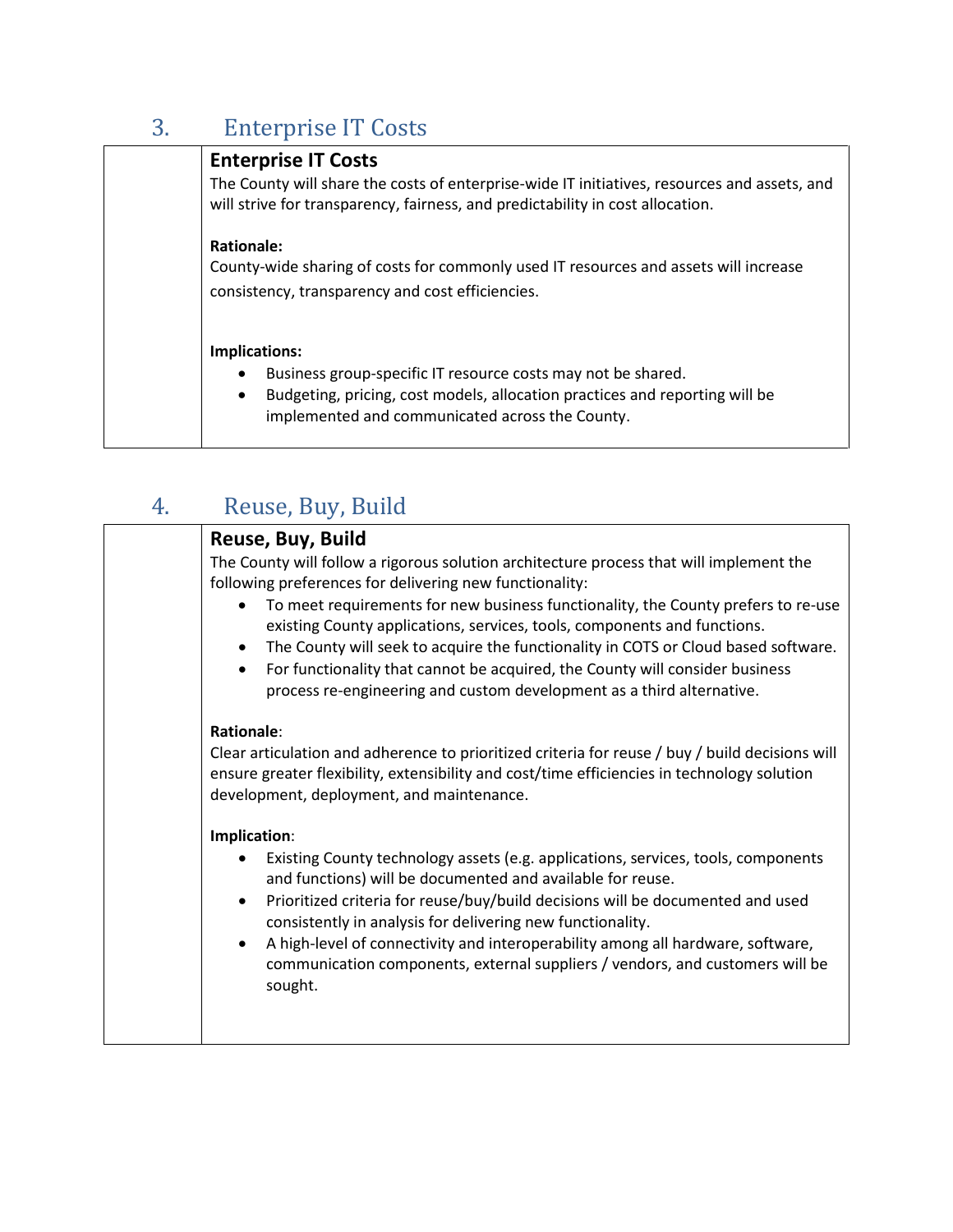## 3. Enterprise IT Costs

### Enterprise IT Costs

The County will share the costs of enterprise-wide IT initiatives, resources and assets, and will strive for transparency, fairness, and predictability in cost allocation.

**Rationale:**

County-wide sharing of costs for commonly used IT resources and assets will increase consistency, transparency and cost efficiencies.

**Implications:**

- Business group-specific IT resource costs may not be shared.
- Budgeting, pricing, cost models, allocation practices and reporting will be implemented and communicated across the County.

## 4. Reuse, Buy, Build

### Reuse, Buy, Build

The County will follow a rigorous solution architecture process that will implement the following preferences for delivering new functionality:

- To meet requirements for new business functionality, the County prefers to re-use existing County applications, services, tools, components and functions.
- The County will seek to acquire the functionality in COTS or Cloud based software.
- For functionality that cannot be acquired, the County will consider business process re-engineering and custom development as a third alternative.

**Rationale**:

Clear articulation and adherence to prioritized criteria for reuse / buy / build decisions will ensure greater flexibility, extensibility and cost/time efficiencies in technology solution development, deployment, and maintenance.

**Implication**:

- Existing County technology assets (e.g. applications, services, tools, components and functions) will be documented and available for reuse.
- Prioritized criteria for reuse/buy/build decisions will be documented and used consistently in analysis for delivering new functionality.
- A high-level of connectivity and interoperability among all hardware, software, communication components, external suppliers / vendors, and customers will be sought.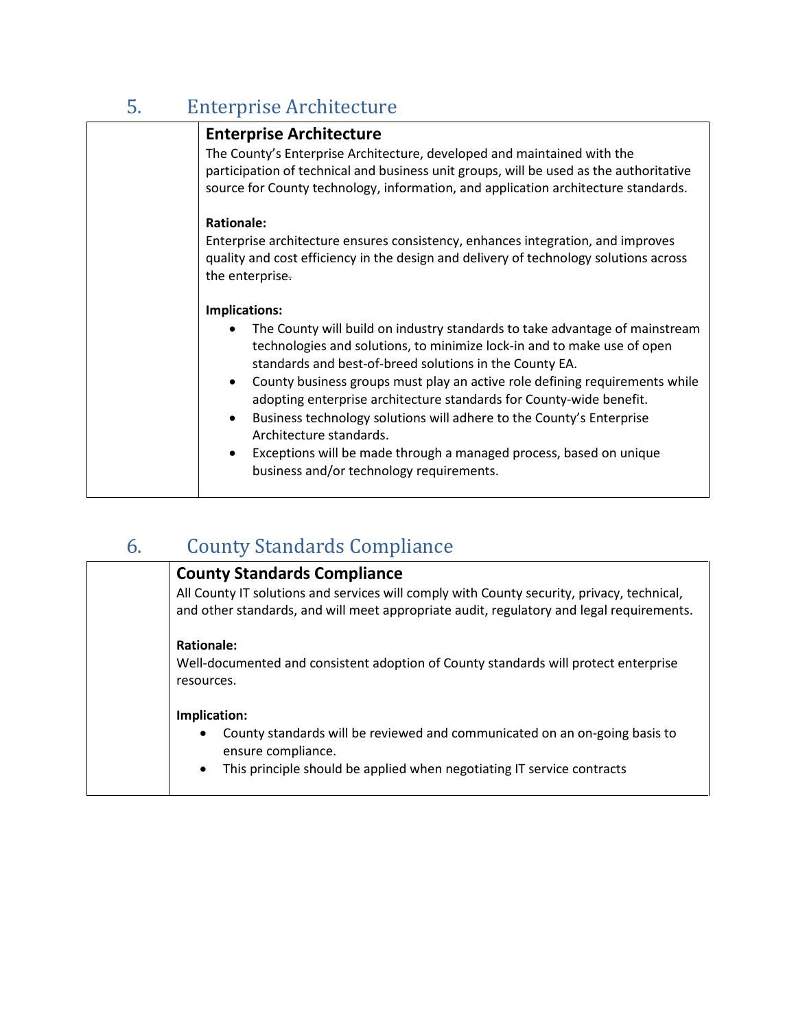## 5. Enterprise Architecture

### Enterprise Architecture

The County's Enterprise Architecture, developed and maintained with the participation of technical and business unit groups, will be used as the authoritative source for County technology, information, and application architecture standards.

**Rationale:**

Enterprise architecture ensures consistency, enhances integration, and improves quality and cost efficiency in the design and delivery of technology solutions across the enterprise.

**Implications:**

- The County will build on industry standards to take advantage of mainstream technologies and solutions, to minimize lock-in and to make use of open standards and best-of-breed solutions in the County EA.
- County business groups must play an active role defining requirements while adopting enterprise architecture standards for County-wide benefit.
- Business technology solutions will adhere to the County's Enterprise Architecture standards.
- Exceptions will be made through a managed process, based on unique business and/or technology requirements.

## 6. County Standards Compliance

### County Standards Compliance

All County IT solutions and services will comply with County security, privacy, technical, and other standards, and will meet appropriate audit, regulatory and legal requirements.

**Rationale:**

Well-documented and consistent adoption of County standards will protect enterprise resources.

**Implication:**

- County standards will be reviewed and communicated on an on-going basis to ensure compliance.
- This principle should be applied when negotiating IT service contracts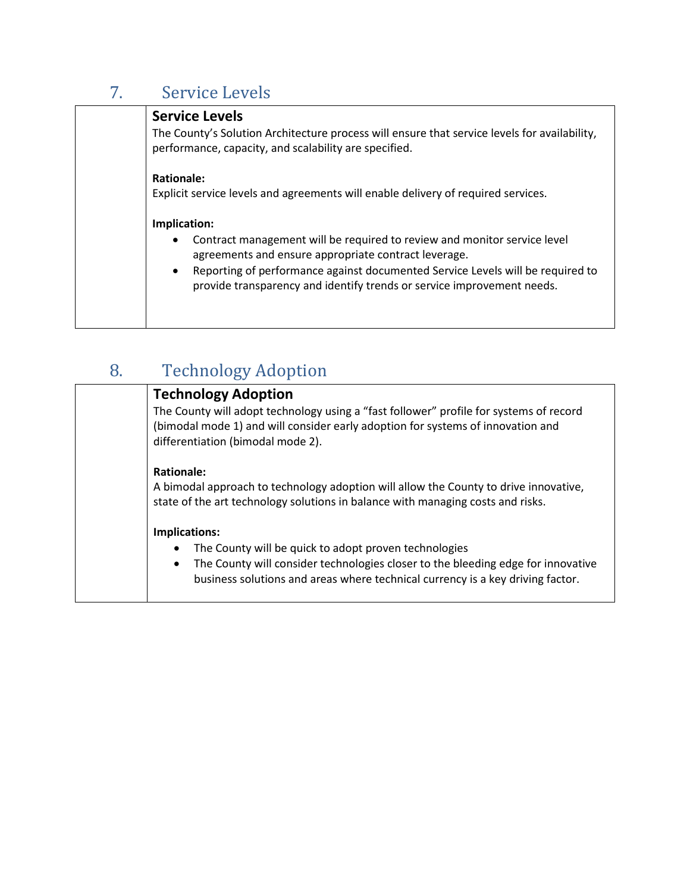## 7. Service Levels

### Service Levels

The County's Solution Architecture process will ensure that service levels for availability, performance, capacity, and scalability are specified.

**Rationale:**

Explicit service levels and agreements will enable delivery of required services.

**Implication:**

- Contract management will be required to review and monitor service level agreements and ensure appropriate contract leverage.
- Reporting of performance against documented Service Levels will be required to provide transparency and identify trends or service improvement needs.

## 8. Technology Adoption

### Technology Adoption

The County will adopt technology using a "fast follower" profile for systems of record (bimodal mode 1) and will consider early adoption for systems of innovation and differentiation (bimodal mode 2).

**Rationale:**

A bimodal approach to technology adoption will allow the County to drive innovative, state of the art technology solutions in balance with managing costs and risks.

**Implications:**

- The County will be quick to adopt proven technologies
- The County will consider technologies closer to the bleeding edge for innovative business solutions and areas where technical currency is a key driving factor.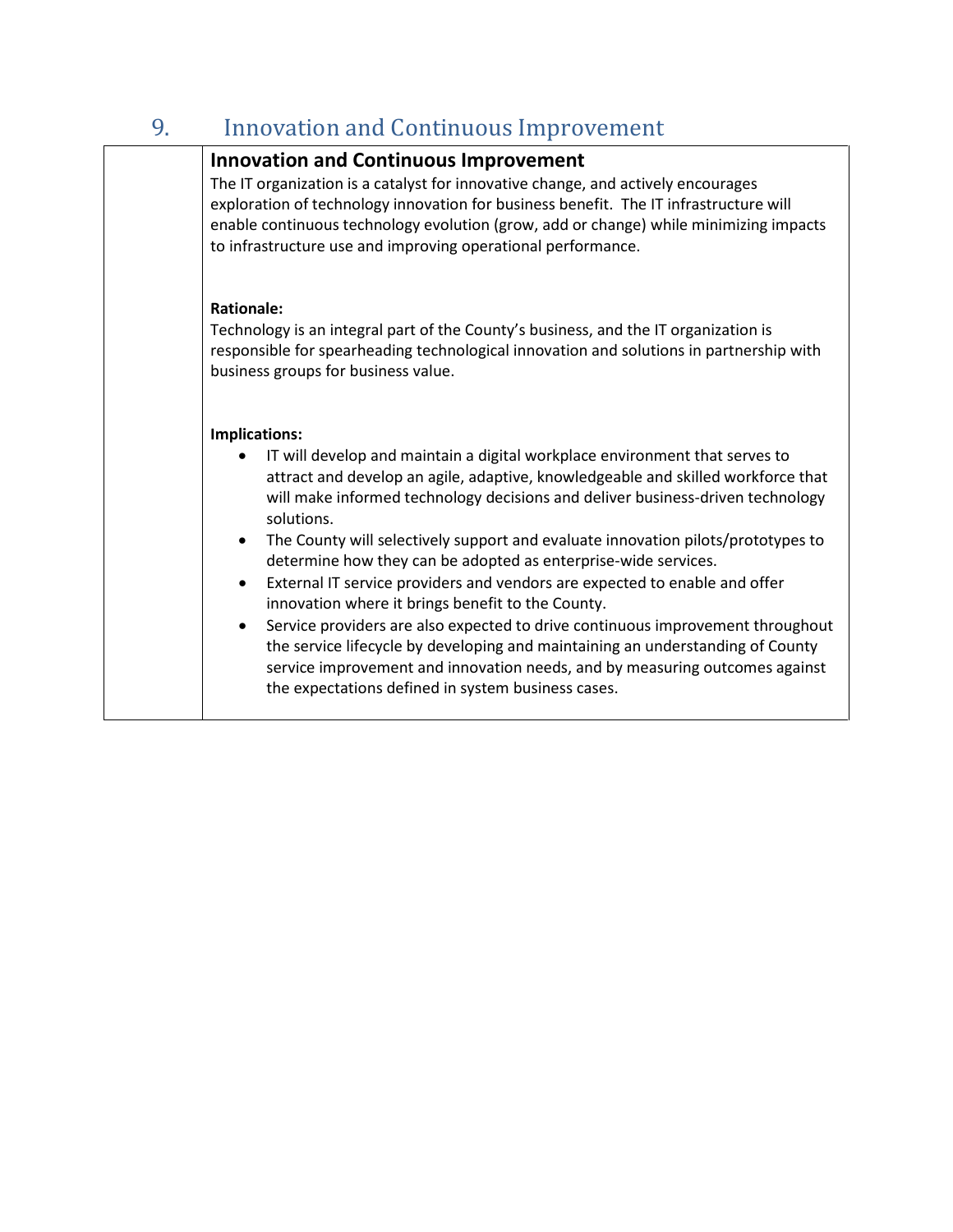## 9. Innovation and Continuous Improvement

### Innovation and Continuous Improvement

The IT organization is a catalyst for innovative change, and actively encourages exploration of technology innovation for business benefit. The IT infrastructure will enable continuous technology evolution (grow, add or change) while minimizing impacts to infrastructure use and improving operational performance.

**Rationale:**

Technology is an integral part of the County's business, and the IT organization is responsible for spearheading technological innovation and solutions in partnership with business groups for business value.

**Implications:**

- IT will develop and maintain a digital workplace environment that serves to attract and develop an agile, adaptive, knowledgeable and skilled workforce that will make informed technology decisions and deliver business-driven technology solutions.
- The County will selectively support and evaluate innovation pilots/prototypes to determine how they can be adopted as enterprise-wide services.
- External IT service providers and vendors are expected to enable and offer innovation where it brings benefit to the County.
- Service providers are also expected to drive continuous improvement throughout the service lifecycle by developing and maintaining an understanding of County service improvement and innovation needs, and by measuring outcomes against the expectations defined in system business cases.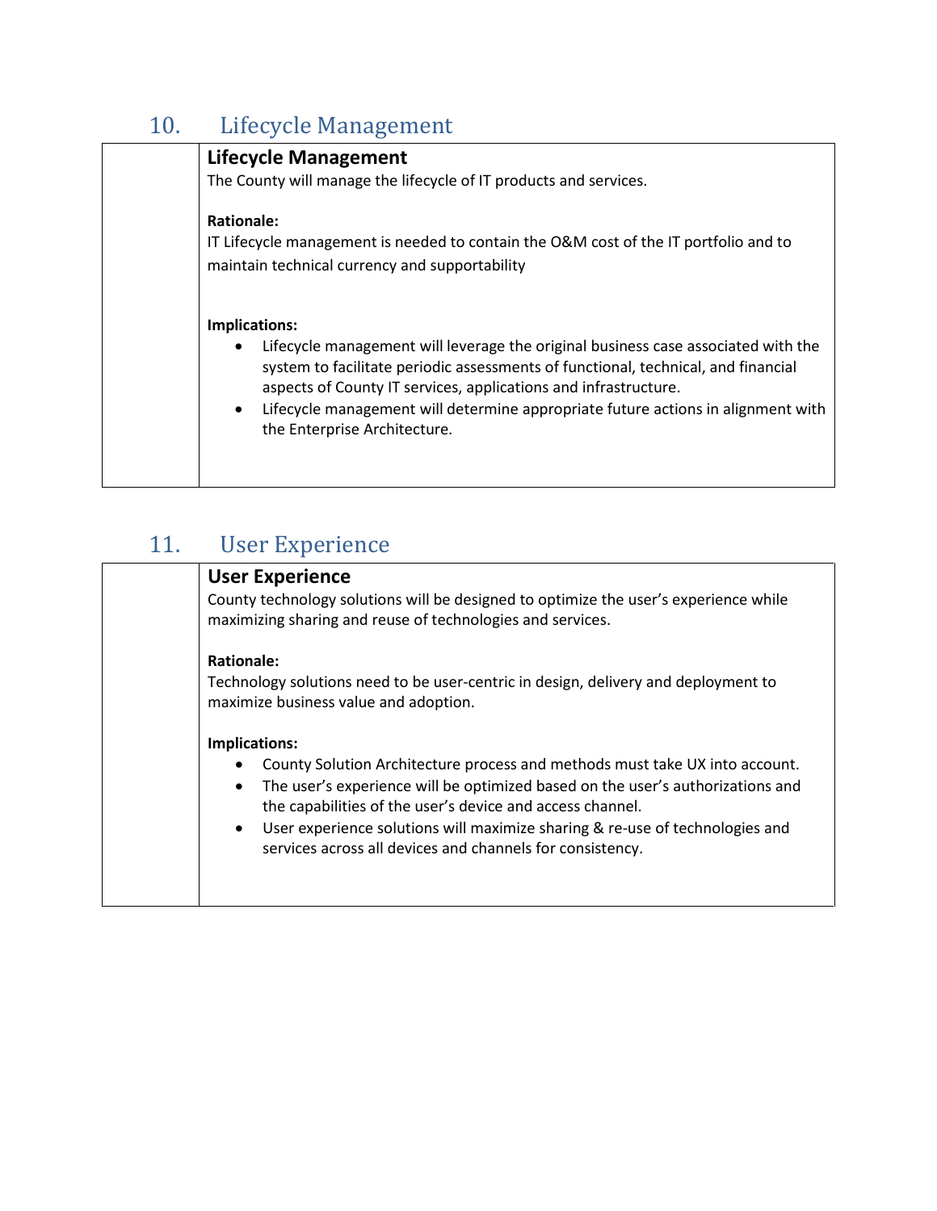## 10. Lifecycle Management

### Lifecycle Management

The County will manage the lifecycle of IT products and services.

**Rationale:**

IT Lifecycle management is needed to contain the O&M cost of the IT portfolio and to maintain technical currency and supportability

**Implications:**

- Lifecycle management will leverage the original business case associated with the system to facilitate periodic assessments of functional, technical, and financial aspects of County IT services, applications and infrastructure.
- Lifecycle management will determine appropriate future actions in alignment with the Enterprise Architecture.

## 11. User Experience

### User Experience

County technology solutions will be designed to optimize the user's experience while maximizing sharing and reuse of technologies and services.

**Rationale:**

Technology solutions need to be user-centric in design, delivery and deployment to maximize business value and adoption.

**Implications:**

- County Solution Architecture process and methods must take UX into account.
- The user's experience will be optimized based on the user's authorizations and the capabilities of the user's device and access channel.
- User experience solutions will maximize sharing & re-use of technologies and services across all devices and channels for consistency.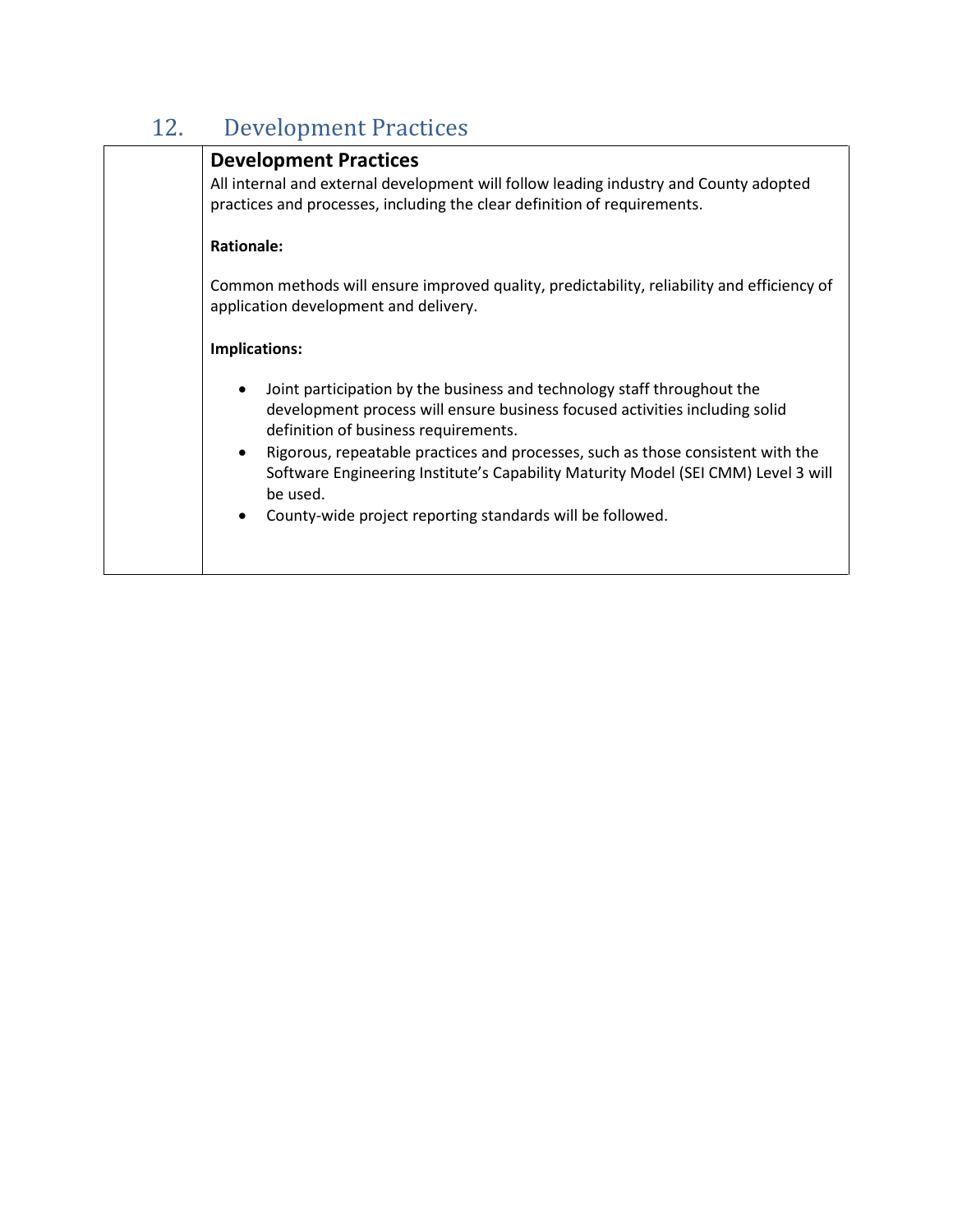## 12. Development Practices

### Development Practices

All internal and external development will follow leading industry and County adopted practices and processes, including the clear definition of requirements.

**Rationale:**

Common methods will ensure improved quality, predictability, reliability and efficiency of application development and delivery.

**Implications:**

- Joint participation by the business and technology staff throughout the development process will ensure business focused activities including solid definition of business requirements.
- Rigorous, repeatable practices and processes, such as those consistent with the Software Engineering Institute's Capability Maturity Model (SEI CMM) Level 3 will be used.
- County-wide project reporting standards will be followed.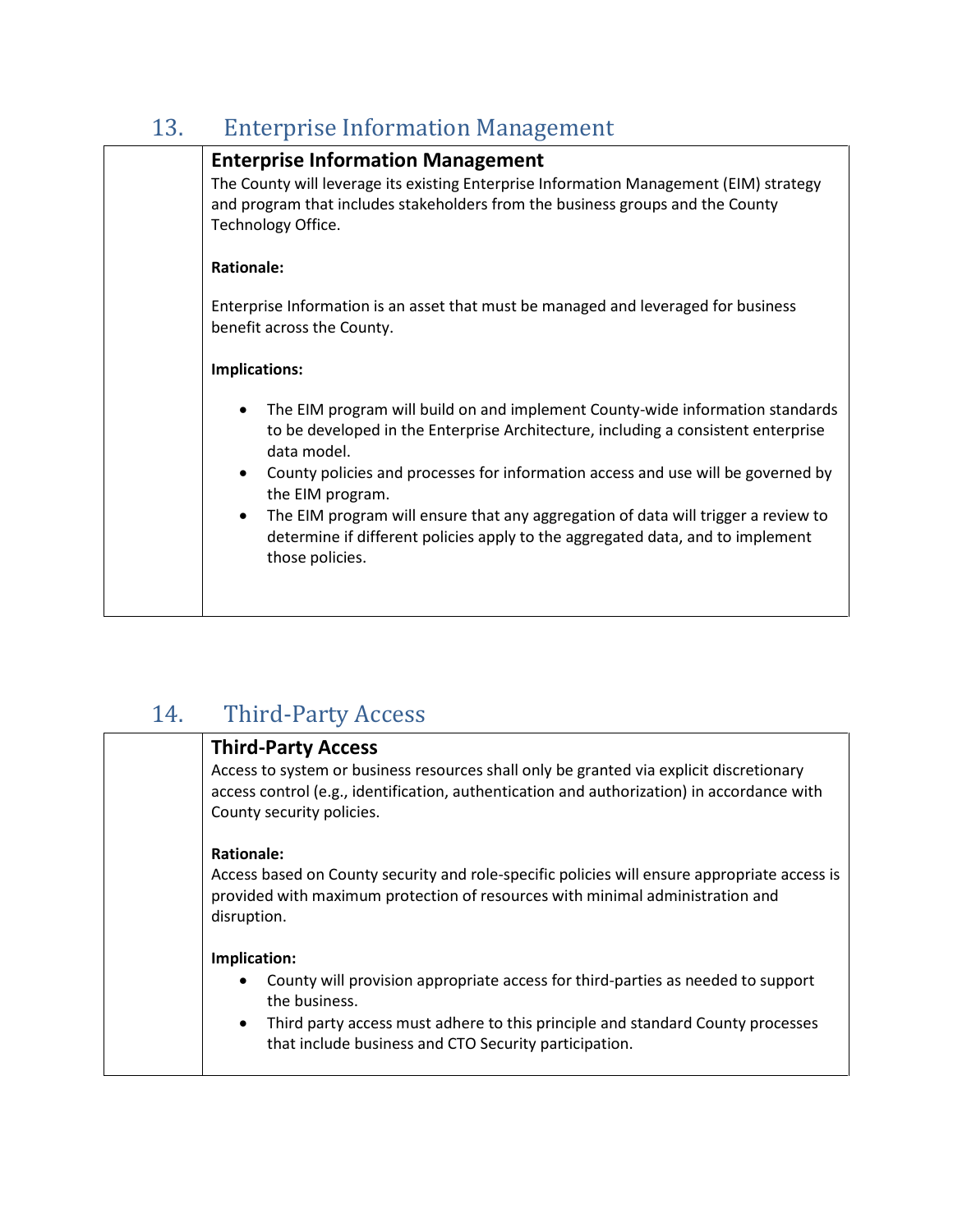## 13. Enterprise Information Management

### Enterprise Information Management

The County will leverage its existing Enterprise Information Management (EIM) strategy and program that includes stakeholders from the business groups and the County Technology Office.

**Rationale:**

Enterprise Information is an asset that must be managed and leveraged for business benefit across the County.

**Implications:**

- The EIM program will build on and implement County-wide information standards to be developed in the Enterprise Architecture, including a consistent enterprise data model.
- County policies and processes for information access and use will be governed by the EIM program.
- The EIM program will ensure that any aggregation of data will trigger a review to determine if different policies apply to the aggregated data, and to implement those policies.

## 14. Third-Party Access

### Third-Party Access

Access to system or business resources shall only be granted via explicit discretionary access control (e.g., identification, authentication and authorization) in accordance with County security policies.

**Rationale:**

Access based on County security and role-specific policies will ensure appropriate access is provided with maximum protection of resources with minimal administration and disruption.

**Implication:**

- County will provision appropriate access for third-parties as needed to support the business.
- Third party access must adhere to this principle and standard County processes that include business and CTO Security participation.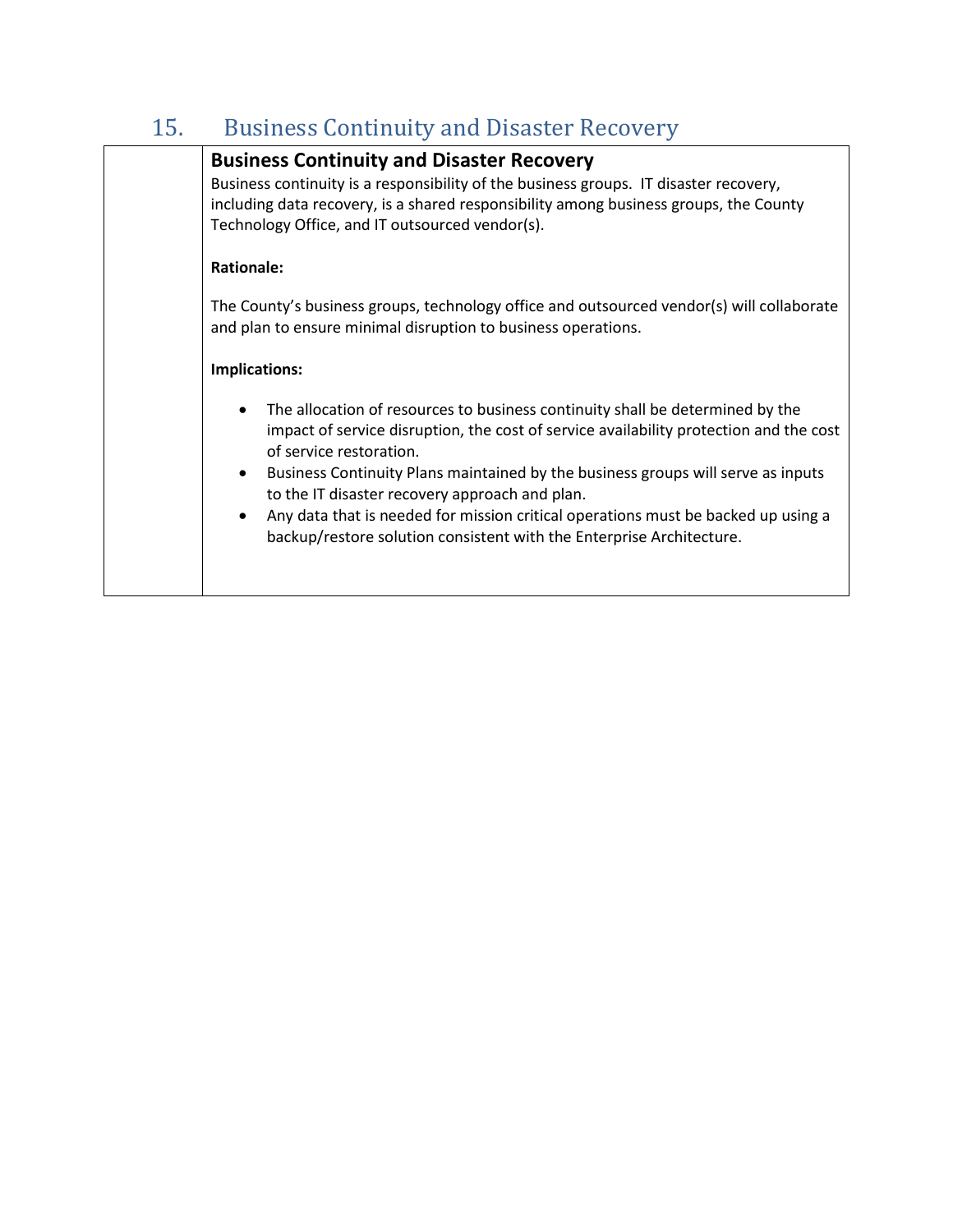## 15. Business Continuity and Disaster Recovery

| | |
|---|---|
| | **Business Continuity and Disaster Recovery**<br>Business continuity is a responsibility of the business groups. IT disaster recovery, including data recovery, is a shared responsibility among business groups, the County Technology Office, and IT outsourced vendor(s).<br><br>**Rationale:**<br><br>The County's business groups, technology office and outsourced vendor(s) will collaborate and plan to ensure minimal disruption to business operations.<br><br>**Implications:**<br><br>• The allocation of resources to business continuity shall be determined by the impact of service disruption, the cost of service availability protection and the cost of service restoration.<br>• Business Continuity Plans maintained by the business groups will serve as inputs to the IT disaster recovery approach and plan.<br>• Any data that is needed for mission critical operations must be backed up using a backup/restore solution consistent with the Enterprise Architecture. |